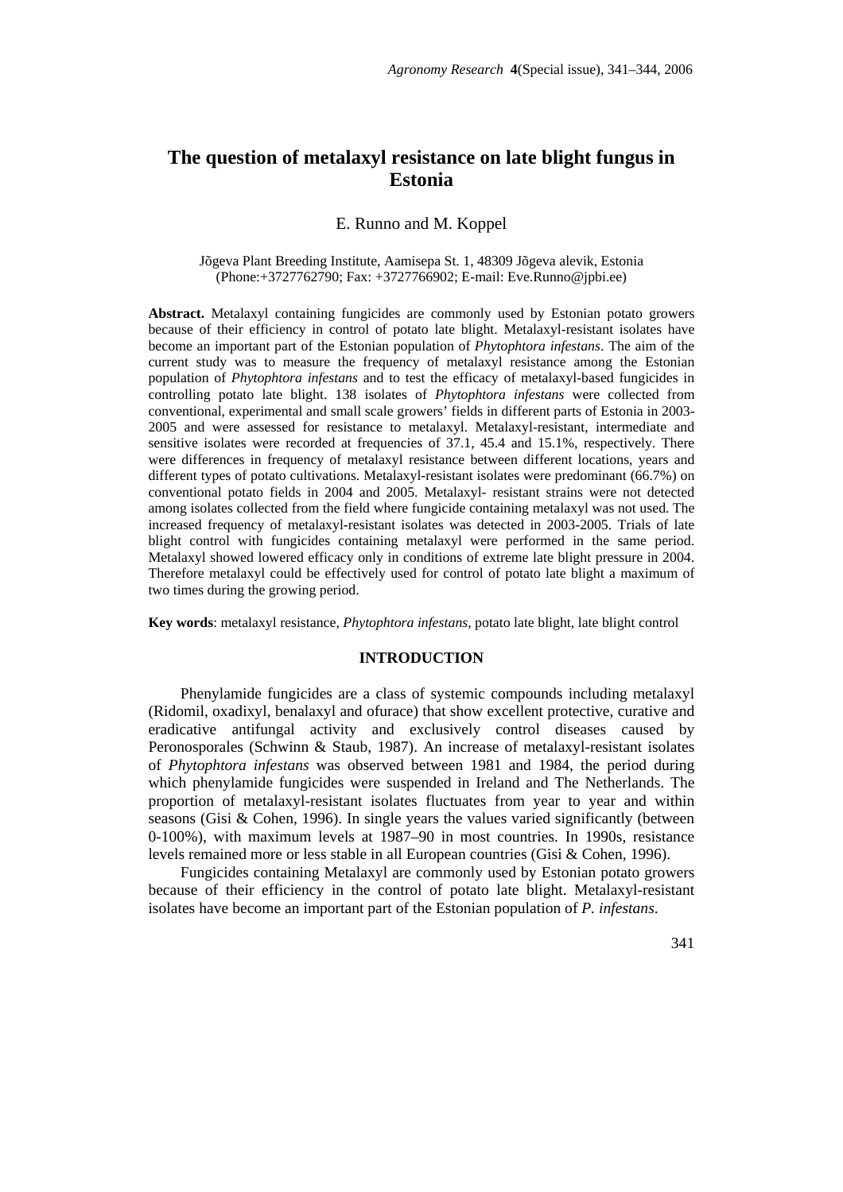# The question of metalaxyl resistance on late blight fungus in Estonia

E. Runno and M. Koppel

Jõgeva Plant Breeding Institute, Aamisepa St. 1, 48309 Jõgeva alevik, Estonia (Phone:+3727762790; Fax: +3727766902; E-mail: Eve.Runno@jpbi.ee)

**Abstract.** Metalaxyl containing fungicides are commonly used by Estonian potato growers because of their efficiency in control of potato late blight. Metalaxyl-resistant isolates have become an important part of the Estonian population of *Phytophtora infestans*. The aim of the current study was to measure the frequency of metalaxyl resistance among the Estonian population of *Phytophtora infestans* and to test the efficacy of metalaxyl-based fungicides in controlling potato late blight. 138 isolates of *Phytophtora infestans* were collected from conventional, experimental and small scale growers' fields in different parts of Estonia in 2003-2005 and were assessed for resistance to metalaxyl. Metalaxyl-resistant, intermediate and sensitive isolates were recorded at frequencies of 37.1, 45.4 and 15.1%, respectively. There were differences in frequency of metalaxyl resistance between different locations, years and different types of potato cultivations. Metalaxyl-resistant isolates were predominant (66.7%) on conventional potato fields in 2004 and 2005. Metalaxyl- resistant strains were not detected among isolates collected from the field where fungicide containing metalaxyl was not used. The increased frequency of metalaxyl-resistant isolates was detected in 2003-2005. Trials of late blight control with fungicides containing metalaxyl were performed in the same period. Metalaxyl showed lowered efficacy only in conditions of extreme late blight pressure in 2004. Therefore metalaxyl could be effectively used for control of potato late blight a maximum of two times during the growing period.

**Key words**: metalaxyl resistance, *Phytophtora infestans*, potato late blight, late blight control

## INTRODUCTION

Phenylamide fungicides are a class of systemic compounds including metalaxyl (Ridomil, oxadixyl, benalaxyl and ofurace) that show excellent protective, curative and eradicative antifungal activity and exclusively control diseases caused by Peronosporales (Schwinn & Staub, 1987). An increase of metalaxyl-resistant isolates of *Phytophtora infestans* was observed between 1981 and 1984, the period during which phenylamide fungicides were suspended in Ireland and The Netherlands. The proportion of metalaxyl-resistant isolates fluctuates from year to year and within seasons (Gisi & Cohen, 1996). In single years the values varied significantly (between 0-100%), with maximum levels at 1987–90 in most countries. In 1990s, resistance levels remained more or less stable in all European countries (Gisi & Cohen, 1996).

Fungicides containing Metalaxyl are commonly used by Estonian potato growers because of their efficiency in the control of potato late blight. Metalaxyl-resistant isolates have become an important part of the Estonian population of *P. infestans*.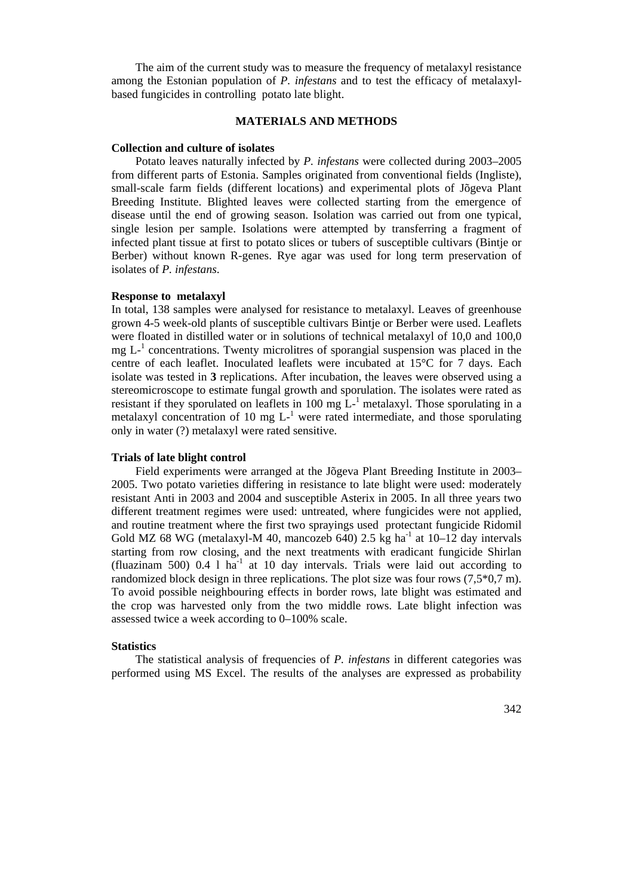The aim of the current study was to measure the frequency of metalaxyl resistance among the Estonian population of *P. infestans* and to test the efficacy of metalaxyl-based fungicides in controlling potato late blight.

## MATERIALS AND METHODS

### Collection and culture of isolates

Potato leaves naturally infected by *P. infestans* were collected during 2003–2005 from different parts of Estonia. Samples originated from conventional fields (Ingliste), small-scale farm fields (different locations) and experimental plots of Jõgeva Plant Breeding Institute. Blighted leaves were collected starting from the emergence of disease until the end of growing season. Isolation was carried out from one typical, single lesion per sample. Isolations were attempted by transferring a fragment of infected plant tissue at first to potato slices or tubers of susceptible cultivars (Bintje or Berber) without known R-genes. Rye agar was used for long term preservation of isolates of *P. infestans*.

### Response to metalaxyl

In total, 138 samples were analysed for resistance to metalaxyl. Leaves of greenhouse grown 4-5 week-old plants of susceptible cultivars Bintje or Berber were used. Leaflets were floated in distilled water or in solutions of technical metalaxyl of 10,0 and 100,0 mg $L^{-1}$ concentrations. Twenty microlitres of sporangial suspension was placed in the centre of each leaflet. Inoculated leaflets were incubated at 15°C for 7 days. Each isolate was tested in **3** replications. After incubation, the leaves were observed using a stereomicroscope to estimate fungal growth and sporulation. The isolates were rated as resistant if they sporulated on leaflets in 100 mg $L^{-1}$ metalaxyl. Those sporulating in a metalaxyl concentration of 10 mg $L^{-1}$ were rated intermediate, and those sporulating only in water (?) metalaxyl were rated sensitive.

### Trials of late blight control

Field experiments were arranged at the Jõgeva Plant Breeding Institute in 2003–2005. Two potato varieties differing in resistance to late blight were used: moderately resistant Anti in 2003 and 2004 and susceptible Asterix in 2005. In all three years two different treatment regimes were used: untreated, where fungicides were not applied, and routine treatment where the first two sprayings used protectant fungicide Ridomil Gold MZ 68 WG (metalaxyl-M 40, mancozeb 640) 2.5 kg $ha^{-1}$ at 10–12 day intervals starting from row closing, and the next treatments with eradicant fungicide Shirlan (fluazinam 500) 0.4 l $ha^{-1}$ at 10 day intervals. Trials were laid out according to randomized block design in three replications. The plot size was four rows (7,5*0,7 m). To avoid possible neighbouring effects in border rows, late blight was estimated and the crop was harvested only from the two middle rows. Late blight infection was assessed twice a week according to 0–100% scale.

### Statistics

The statistical analysis of frequencies of *P. infestans* in different categories was performed using MS Excel. The results of the analyses are expressed as probability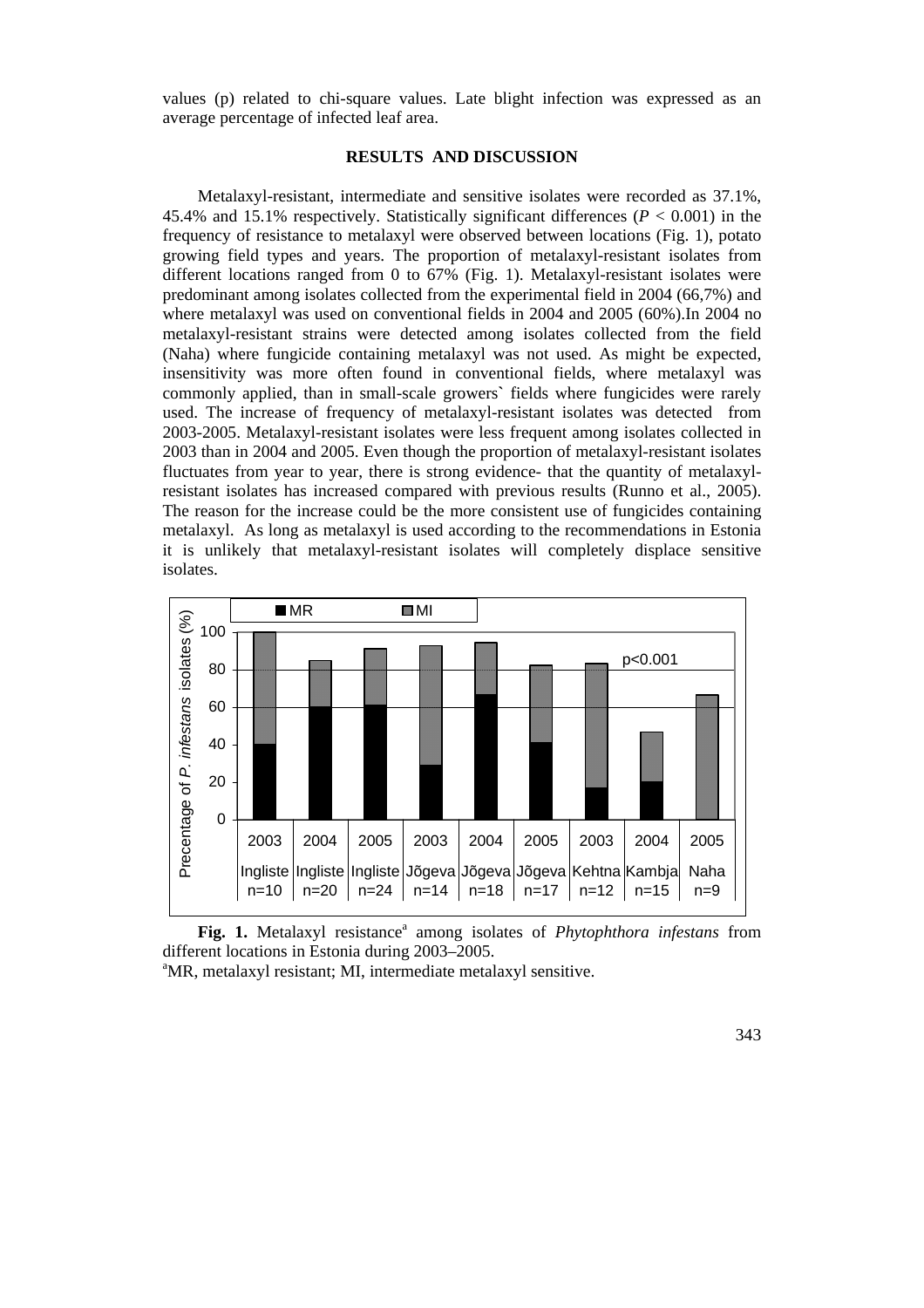values (p) related to chi-square values. Late blight infection was expressed as an average percentage of infected leaf area.

## RESULTS AND DISCUSSION

Metalaxyl-resistant, intermediate and sensitive isolates were recorded as 37.1%, 45.4% and 15.1% respectively. Statistically significant differences ($P < 0.001$) in the frequency of resistance to metalaxyl were observed between locations (Fig. 1), potato growing field types and years. The proportion of metalaxyl-resistant isolates from different locations ranged from 0 to 67% (Fig. 1). Metalaxyl-resistant isolates were predominant among isolates collected from the experimental field in 2004 (66,7%) and where metalaxyl was used on conventional fields in 2004 and 2005 (60%).In 2004 no metalaxyl-resistant strains were detected among isolates collected from the field (Naha) where fungicide containing metalaxyl was not used. As might be expected, insensitivity was more often found in conventional fields, where metalaxyl was commonly applied, than in small-scale growers` fields where fungicides were rarely used. The increase of frequency of metalaxyl-resistant isolates was detected from 2003-2005. Metalaxyl-resistant isolates were less frequent among isolates collected in 2003 than in 2004 and 2005. Even though the proportion of metalaxyl-resistant isolates fluctuates from year to year, there is strong evidence- that the quantity of metalaxyl-resistant isolates has increased compared with previous results (Runno et al., 2005). The reason for the increase could be the more consistent use of fungicides containing metalaxyl. As long as metalaxyl is used according to the recommendations in Estonia it is unlikely that metalaxyl-resistant isolates will completely displace sensitive isolates.

**Fig. 1.** Metalaxyl resistance[a] among isolates of *Phytophthora infestans* from different locations in Estonia during 2003–2005.

[a]MR, metalaxyl resistant; MI, intermediate metalaxyl sensitive.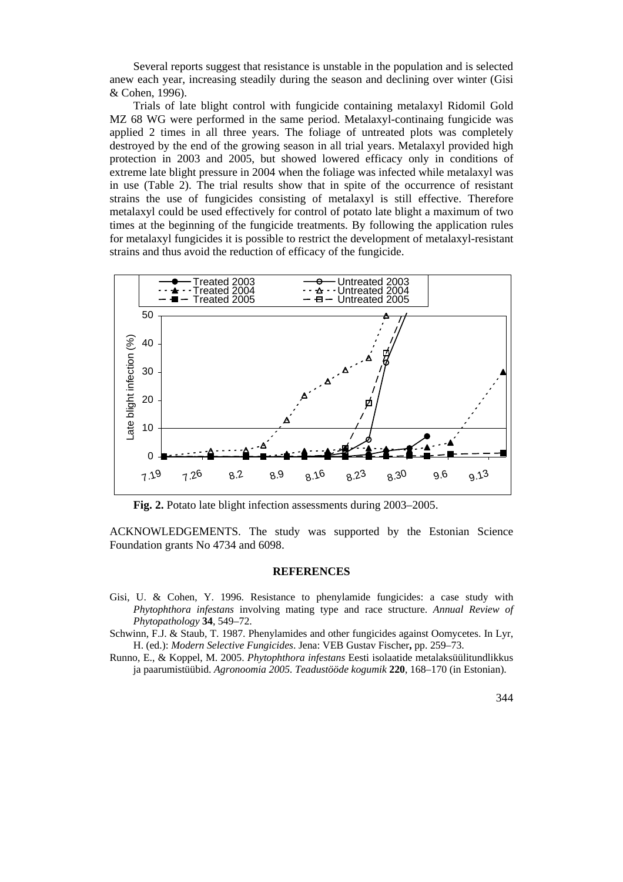Several reports suggest that resistance is unstable in the population and is selected anew each year, increasing steadily during the season and declining over winter (Gisi & Cohen, 1996).

Trials of late blight control with fungicide containing metalaxyl Ridomil Gold MZ 68 WG were performed in the same period. Metalaxyl-continaing fungicide was applied 2 times in all three years. The foliage of untreated plots was completely destroyed by the end of the growing season in all trial years. Metalaxyl provided high protection in 2003 and 2005, but showed lowered efficacy only in conditions of extreme late blight pressure in 2004 when the foliage was infected while metalaxyl was in use (Table 2). The trial results show that in spite of the occurrence of resistant strains the use of fungicides consisting of metalaxyl is still effective. Therefore metalaxyl could be used effectively for control of potato late blight a maximum of two times at the beginning of the fungicide treatments. By following the application rules for metalaxyl fungicides it is possible to restrict the development of metalaxyl-resistant strains and thus avoid the reduction of efficacy of the fungicide.

Treated 2003
Treated 2004
Treated 2005
Untreated 2003
Untreated 2004
Untreated 2005

Late blight infection (%)

50
40
30
20
10
0

7.19 7.26 8.2 8.9 8.16 8.23 8.30 9.6 9.13

**Fig. 2.** Potato late blight infection assessments during 2003–2005.

ACKNOWLEDGEMENTS. The study was supported by the Estonian Science Foundation grants No 4734 and 6098.

## REFERENCES

Gisi, U. & Cohen, Y. 1996. Resistance to phenylamide fungicides: a case study with *Phytophthora infestans* involving mating type and race structure. *Annual Review of Phytopathology* **34**, 549–72.

Schwinn, F.J. & Staub, T. 1987. Phenylamides and other fungicides against Oomycetes. In Lyr, H. (ed.): *Modern Selective Fungicides*. Jena: VEB Gustav Fischer**,** pp. 259–73.

Runno, E., & Koppel, M. 2005. *Phytophthora infestans* Eesti isolaatide metalaksüülitundlikkus ja paarumistüübid. *Agronoomia 2005. Teadustööde kogumik* **220**, 168–170 (in Estonian).